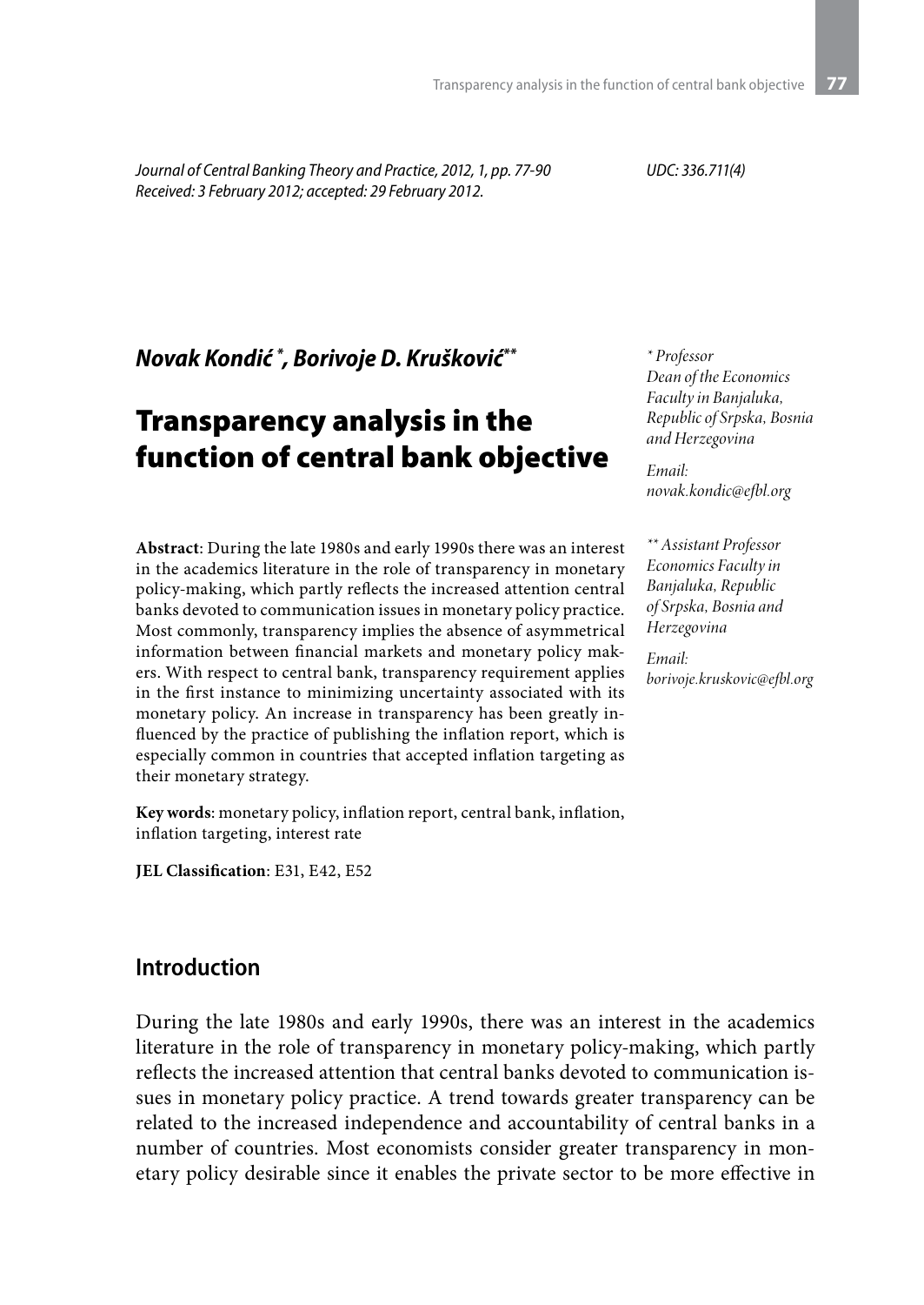*Journal of Central Banking Theory and Practice, 2012, 1, pp. 77-90*
*Received: 3 February 2012; accepted: 29 February 2012.*

*UDC: 336.711(4)*

***Novak Kondić*, Borivoje D. Krušković*****

\* *Professor*
*Dean of the Economics Faculty in Banjaluka, Republic of Srpska, Bosnia and Herzegovina*

*Email:*
*novak.kondic@efbl.org*

\*\* *Assistant Professor*
*Economics Faculty in Banjaluka, Republic of Srpska, Bosnia and Herzegovina*

*Email:*
*borivoje.kruskovic@efbl.org*

# Transparency analysis in the function of central bank objective

**Abstract**: During the late 1980s and early 1990s there was an interest in the academics literature in the role of transparency in monetary policy-making, which partly reflects the increased attention central banks devoted to communication issues in monetary policy practice. Most commonly, transparency implies the absence of asymmetrical information between financial markets and monetary policy makers. With respect to central bank, transparency requirement applies in the first instance to minimizing uncertainty associated with its monetary policy. An increase in transparency has been greatly influenced by the practice of publishing the inflation report, which is especially common in countries that accepted inflation targeting as their monetary strategy.

**Key words**: monetary policy, inflation report, central bank, inflation, inflation targeting, interest rate

**JEL Classification**: E31, E42, E52

## Introduction

During the late 1980s and early 1990s, there was an interest in the academics literature in the role of transparency in monetary policy-making, which partly reflects the increased attention that central banks devoted to communication issues in monetary policy practice. A trend towards greater transparency can be related to the increased independence and accountability of central banks in a number of countries. Most economists consider greater transparency in monetary policy desirable since it enables the private sector to be more effective in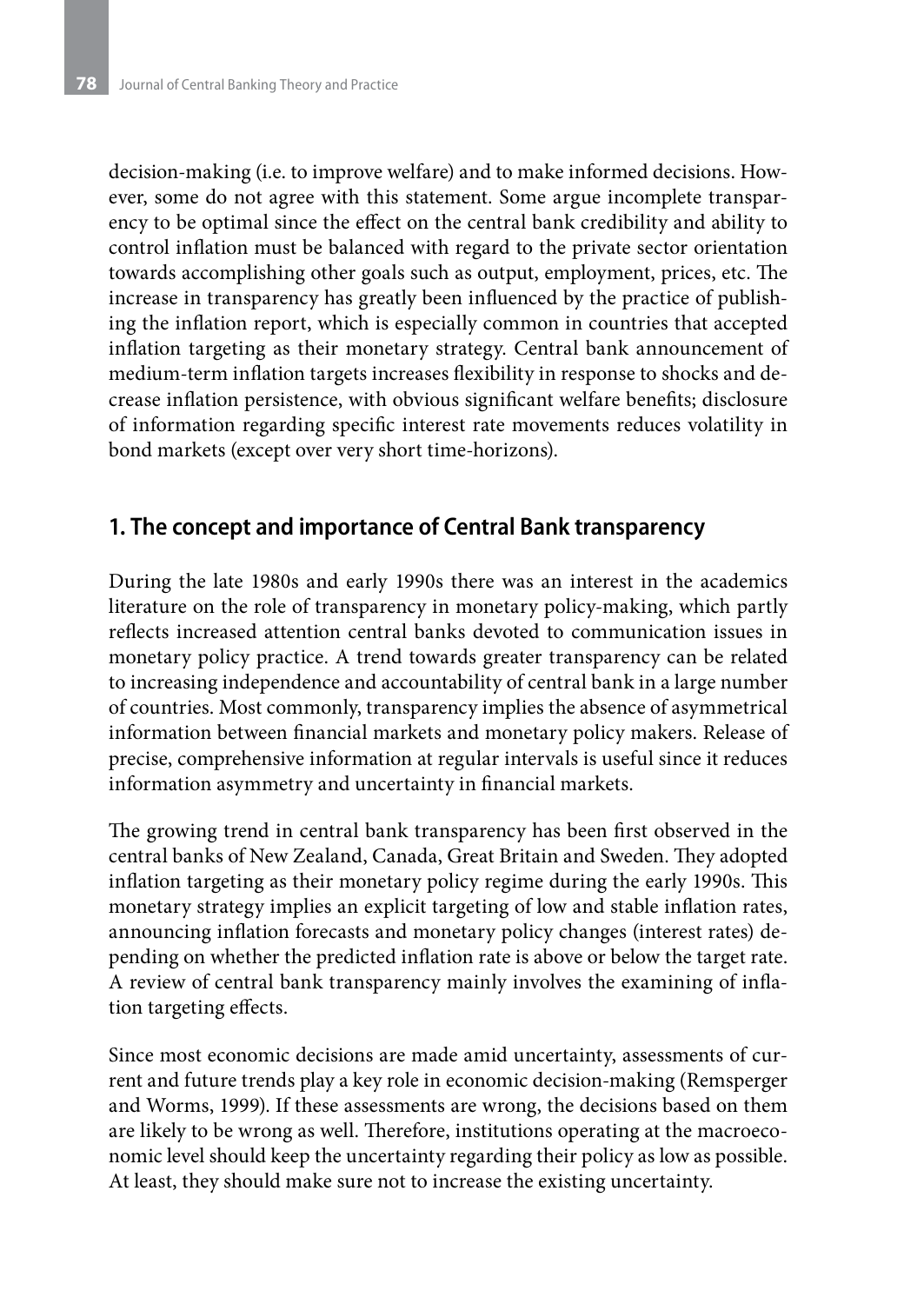decision-making (i.e. to improve welfare) and to make informed decisions. However, some do not agree with this statement. Some argue incomplete transparency to be optimal since the effect on the central bank credibility and ability to control inflation must be balanced with regard to the private sector orientation towards accomplishing other goals such as output, employment, prices, etc. The increase in transparency has greatly been influenced by the practice of publishing the inflation report, which is especially common in countries that accepted inflation targeting as their monetary strategy. Central bank announcement of medium-term inflation targets increases flexibility in response to shocks and decrease inflation persistence, with obvious significant welfare benefits; disclosure of information regarding specific interest rate movements reduces volatility in bond markets (except over very short time-horizons).

## 1. The concept and importance of Central Bank transparency

During the late 1980s and early 1990s there was an interest in the academics literature on the role of transparency in monetary policy-making, which partly reflects increased attention central banks devoted to communication issues in monetary policy practice. A trend towards greater transparency can be related to increasing independence and accountability of central bank in a large number of countries. Most commonly, transparency implies the absence of asymmetrical information between financial markets and monetary policy makers. Release of precise, comprehensive information at regular intervals is useful since it reduces information asymmetry and uncertainty in financial markets.

The growing trend in central bank transparency has been first observed in the central banks of New Zealand, Canada, Great Britain and Sweden. They adopted inflation targeting as their monetary policy regime during the early 1990s. This monetary strategy implies an explicit targeting of low and stable inflation rates, announcing inflation forecasts and monetary policy changes (interest rates) depending on whether the predicted inflation rate is above or below the target rate. A review of central bank transparency mainly involves the examining of inflation targeting effects.

Since most economic decisions are made amid uncertainty, assessments of current and future trends play a key role in economic decision-making (Remsperger and Worms, 1999). If these assessments are wrong, the decisions based on them are likely to be wrong as well. Therefore, institutions operating at the macroeconomic level should keep the uncertainty regarding their policy as low as possible. At least, they should make sure not to increase the existing uncertainty.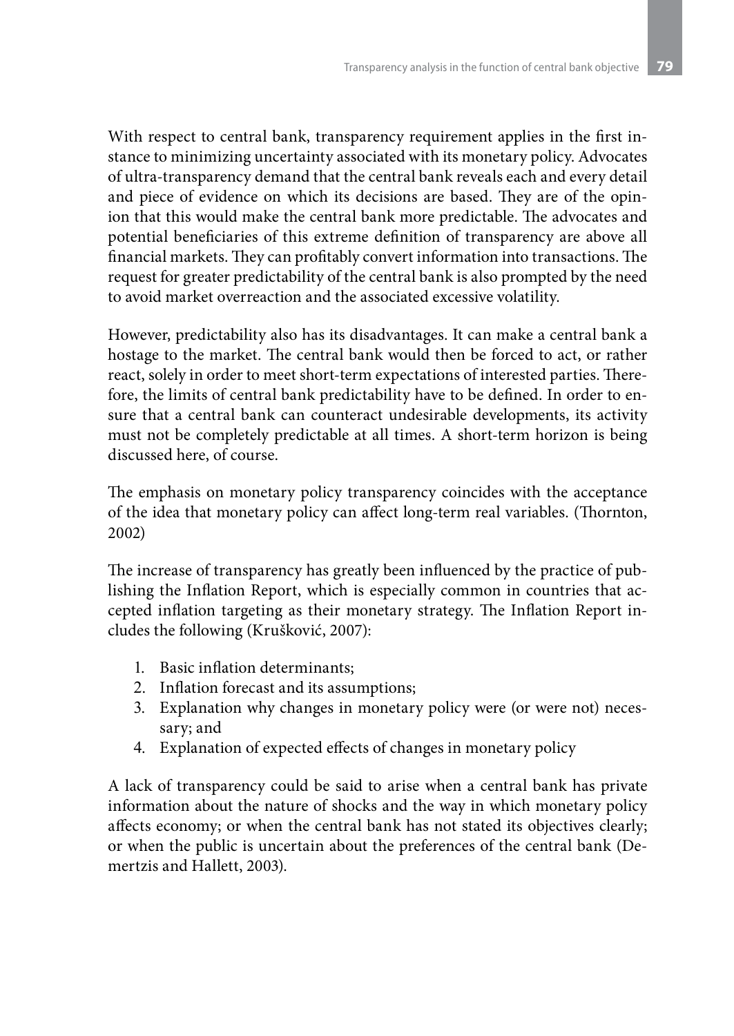With respect to central bank, transparency requirement applies in the first instance to minimizing uncertainty associated with its monetary policy. Advocates of ultra-transparency demand that the central bank reveals each and every detail and piece of evidence on which its decisions are based. They are of the opinion that this would make the central bank more predictable. The advocates and potential beneficiaries of this extreme definition of transparency are above all financial markets. They can profitably convert information into transactions. The request for greater predictability of the central bank is also prompted by the need to avoid market overreaction and the associated excessive volatility.

However, predictability also has its disadvantages. It can make a central bank a hostage to the market. The central bank would then be forced to act, or rather react, solely in order to meet short-term expectations of interested parties. Therefore, the limits of central bank predictability have to be defined. In order to ensure that a central bank can counteract undesirable developments, its activity must not be completely predictable at all times. A short-term horizon is being discussed here, of course.

The emphasis on monetary policy transparency coincides with the acceptance of the idea that monetary policy can affect long-term real variables. (Thornton, 2002)

The increase of transparency has greatly been influenced by the practice of publishing the Inflation Report, which is especially common in countries that accepted inflation targeting as their monetary strategy. The Inflation Report includes the following (Krušković, 2007):

1. Basic inflation determinants;
2. Inflation forecast and its assumptions;
3. Explanation why changes in monetary policy were (or were not) necessary; and
4. Explanation of expected effects of changes in monetary policy

A lack of transparency could be said to arise when a central bank has private information about the nature of shocks and the way in which monetary policy affects economy; or when the central bank has not stated its objectives clearly; or when the public is uncertain about the preferences of the central bank (Demertzis and Hallett, 2003).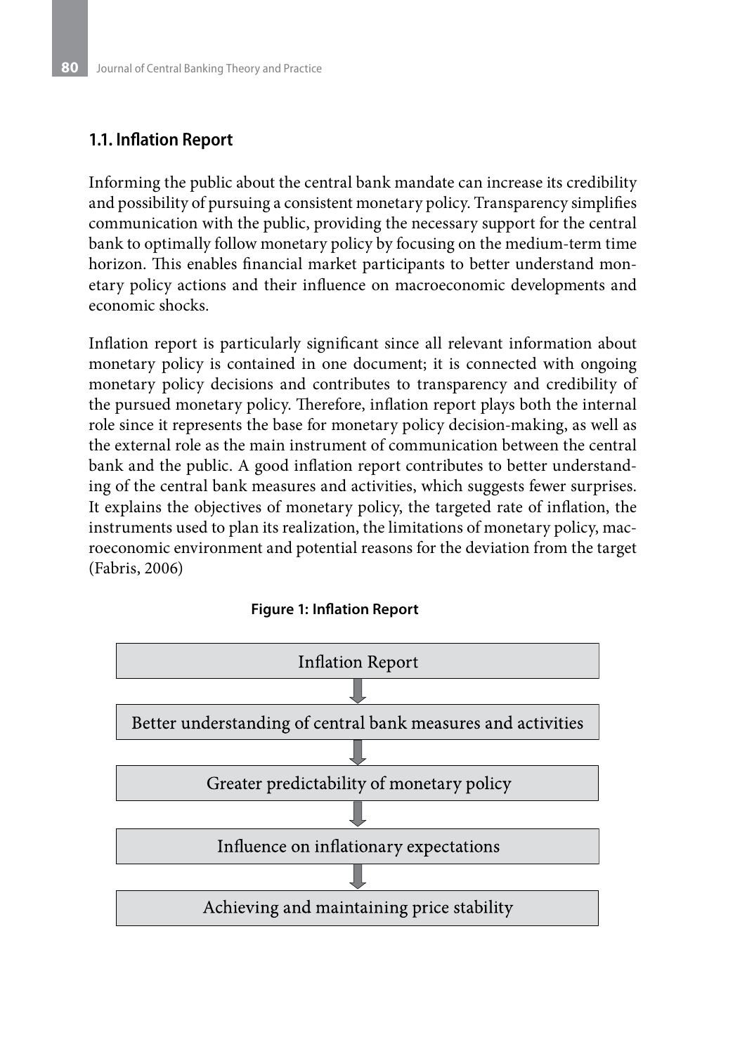## 1.1. Inflation Report

Informing the public about the central bank mandate can increase its credibility and possibility of pursuing a consistent monetary policy. Transparency simplifies communication with the public, providing the necessary support for the central bank to optimally follow monetary policy by focusing on the medium-term time horizon. This enables financial market participants to better understand monetary policy actions and their influence on macroeconomic developments and economic shocks.

Inflation report is particularly significant since all relevant information about monetary policy is contained in one document; it is connected with ongoing monetary policy decisions and contributes to transparency and credibility of the pursued monetary policy. Therefore, inflation report plays both the internal role since it represents the base for monetary policy decision-making, as well as the external role as the main instrument of communication between the central bank and the public. A good inflation report contributes to better understanding of the central bank measures and activities, which suggests fewer surprises. It explains the objectives of monetary policy, the targeted rate of inflation, the instruments used to plan its realization, the limitations of monetary policy, macroeconomic environment and potential reasons for the deviation from the target (Fabris, 2006)

**Figure 1: Inflation Report**

Inflation Report

↓

Better understanding of central bank measures and activities

↓

Greater predictability of monetary policy

↓

Influence on inflationary expectations

↓

Achieving and maintaining price stability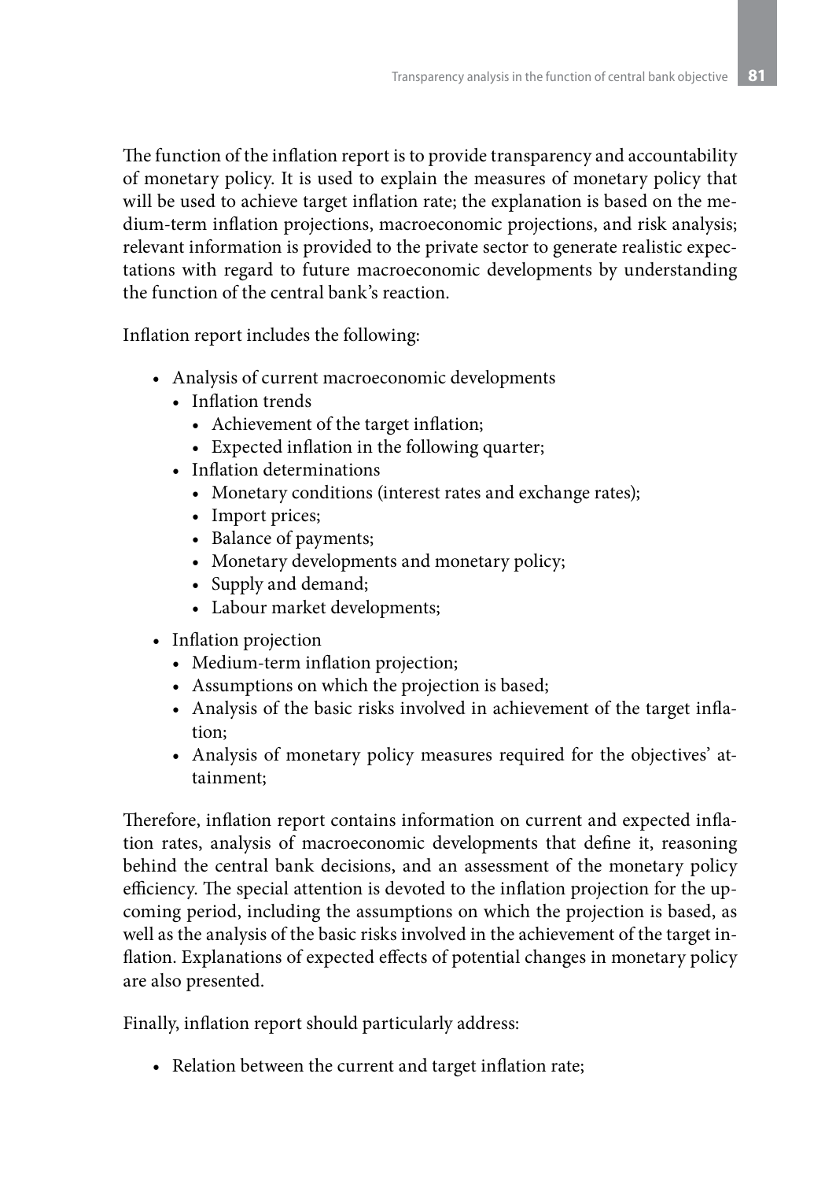The function of the inflation report is to provide transparency and accountability of monetary policy. It is used to explain the measures of monetary policy that will be used to achieve target inflation rate; the explanation is based on the medium-term inflation projections, macroeconomic projections, and risk analysis; relevant information is provided to the private sector to generate realistic expectations with regard to future macroeconomic developments by understanding the function of the central bank's reaction.

Inflation report includes the following:

- Analysis of current macroeconomic developments
  - Inflation trends
    - Achievement of the target inflation;
    - Expected inflation in the following quarter;
  - Inflation determinations
    - Monetary conditions (interest rates and exchange rates);
    - Import prices;
    - Balance of payments;
    - Monetary developments and monetary policy;
    - Supply and demand;
    - Labour market developments;
- Inflation projection
  - Medium-term inflation projection;
  - Assumptions on which the projection is based;
  - Analysis of the basic risks involved in achievement of the target inflation;
  - Analysis of monetary policy measures required for the objectives' attainment;

Therefore, inflation report contains information on current and expected inflation rates, analysis of macroeconomic developments that define it, reasoning behind the central bank decisions, and an assessment of the monetary policy efficiency. The special attention is devoted to the inflation projection for the upcoming period, including the assumptions on which the projection is based, as well as the analysis of the basic risks involved in the achievement of the target inflation. Explanations of expected effects of potential changes in monetary policy are also presented.

Finally, inflation report should particularly address:

- Relation between the current and target inflation rate;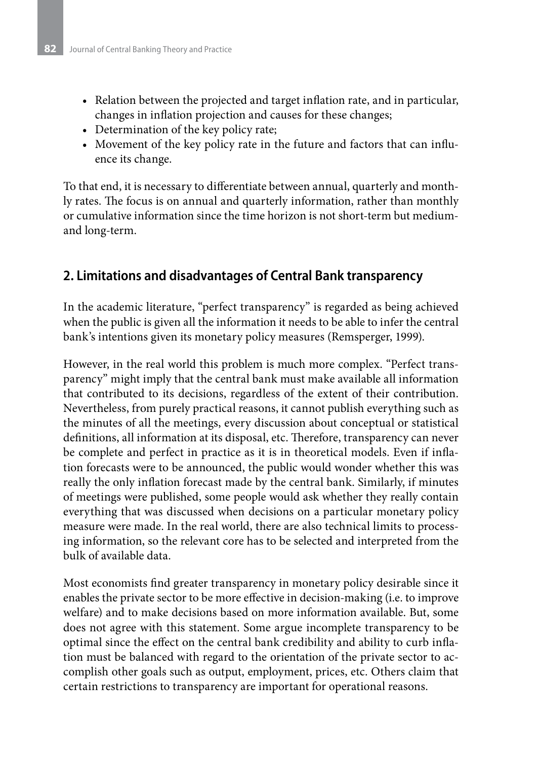- Relation between the projected and target inflation rate, and in particular, changes in inflation projection and causes for these changes;
- Determination of the key policy rate;
- Movement of the key policy rate in the future and factors that can influence its change.

To that end, it is necessary to differentiate between annual, quarterly and monthly rates. The focus is on annual and quarterly information, rather than monthly or cumulative information since the time horizon is not short-term but medium- and long-term.

## 2. Limitations and disadvantages of Central Bank transparency

In the academic literature, "perfect transparency" is regarded as being achieved when the public is given all the information it needs to be able to infer the central bank's intentions given its monetary policy measures (Remsperger, 1999).

However, in the real world this problem is much more complex. "Perfect transparency" might imply that the central bank must make available all information that contributed to its decisions, regardless of the extent of their contribution. Nevertheless, from purely practical reasons, it cannot publish everything such as the minutes of all the meetings, every discussion about conceptual or statistical definitions, all information at its disposal, etc. Therefore, transparency can never be complete and perfect in practice as it is in theoretical models. Even if inflation forecasts were to be announced, the public would wonder whether this was really the only inflation forecast made by the central bank. Similarly, if minutes of meetings were published, some people would ask whether they really contain everything that was discussed when decisions on a particular monetary policy measure were made. In the real world, there are also technical limits to processing information, so the relevant core has to be selected and interpreted from the bulk of available data.

Most economists find greater transparency in monetary policy desirable since it enables the private sector to be more effective in decision-making (i.e. to improve welfare) and to make decisions based on more information available. But, some does not agree with this statement. Some argue incomplete transparency to be optimal since the effect on the central bank credibility and ability to curb inflation must be balanced with regard to the orientation of the private sector to accomplish other goals such as output, employment, prices, etc. Others claim that certain restrictions to transparency are important for operational reasons.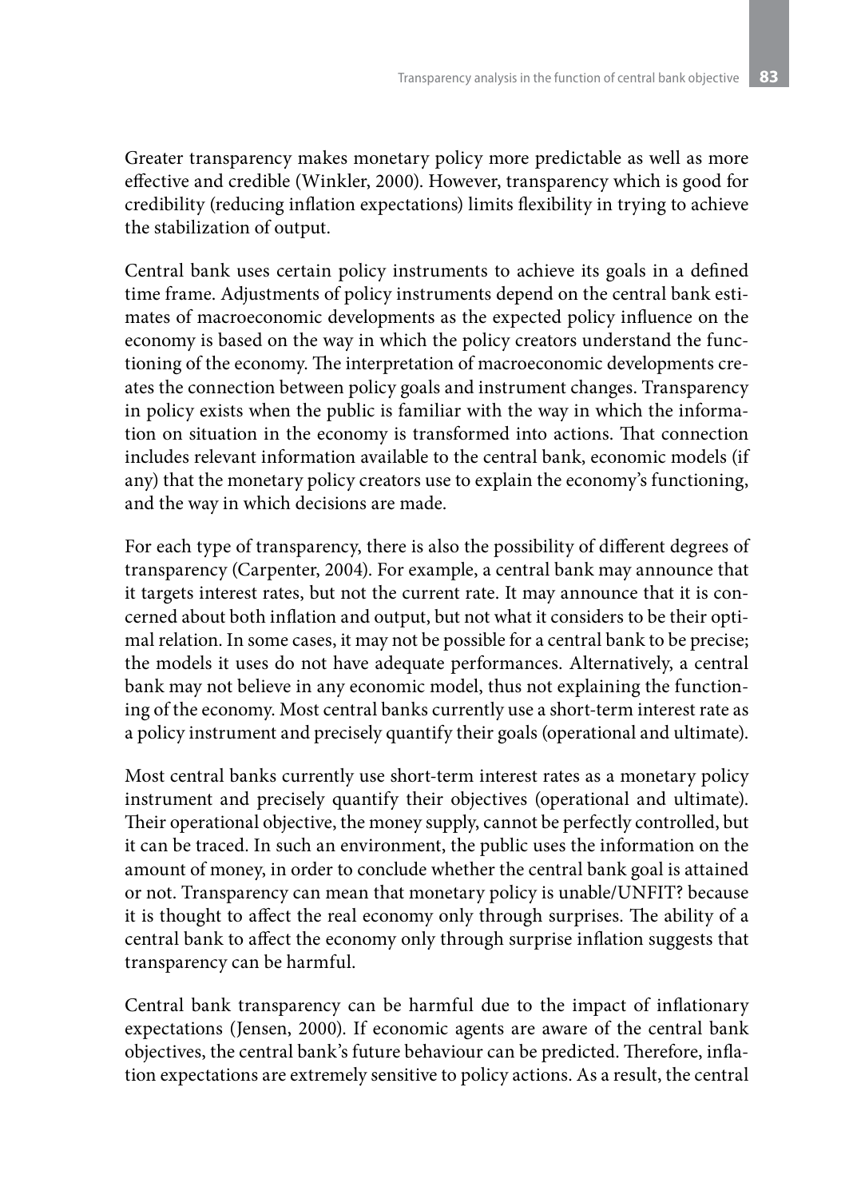Greater transparency makes monetary policy more predictable as well as more effective and credible (Winkler, 2000). However, transparency which is good for credibility (reducing inflation expectations) limits flexibility in trying to achieve the stabilization of output.

Central bank uses certain policy instruments to achieve its goals in a defined time frame. Adjustments of policy instruments depend on the central bank estimates of macroeconomic developments as the expected policy influence on the economy is based on the way in which the policy creators understand the functioning of the economy. The interpretation of macroeconomic developments creates the connection between policy goals and instrument changes. Transparency in policy exists when the public is familiar with the way in which the information on situation in the economy is transformed into actions. That connection includes relevant information available to the central bank, economic models (if any) that the monetary policy creators use to explain the economy's functioning, and the way in which decisions are made.

For each type of transparency, there is also the possibility of different degrees of transparency (Carpenter, 2004). For example, a central bank may announce that it targets interest rates, but not the current rate. It may announce that it is concerned about both inflation and output, but not what it considers to be their optimal relation. In some cases, it may not be possible for a central bank to be precise; the models it uses do not have adequate performances. Alternatively, a central bank may not believe in any economic model, thus not explaining the functioning of the economy. Most central banks currently use a short-term interest rate as a policy instrument and precisely quantify their goals (operational and ultimate).

Most central banks currently use short-term interest rates as a monetary policy instrument and precisely quantify their objectives (operational and ultimate). Their operational objective, the money supply, cannot be perfectly controlled, but it can be traced. In such an environment, the public uses the information on the amount of money, in order to conclude whether the central bank goal is attained or not. Transparency can mean that monetary policy is unable/UNFIT? because it is thought to affect the real economy only through surprises. The ability of a central bank to affect the economy only through surprise inflation suggests that transparency can be harmful.

Central bank transparency can be harmful due to the impact of inflationary expectations (Jensen, 2000). If economic agents are aware of the central bank objectives, the central bank's future behaviour can be predicted. Therefore, inflation expectations are extremely sensitive to policy actions. As a result, the central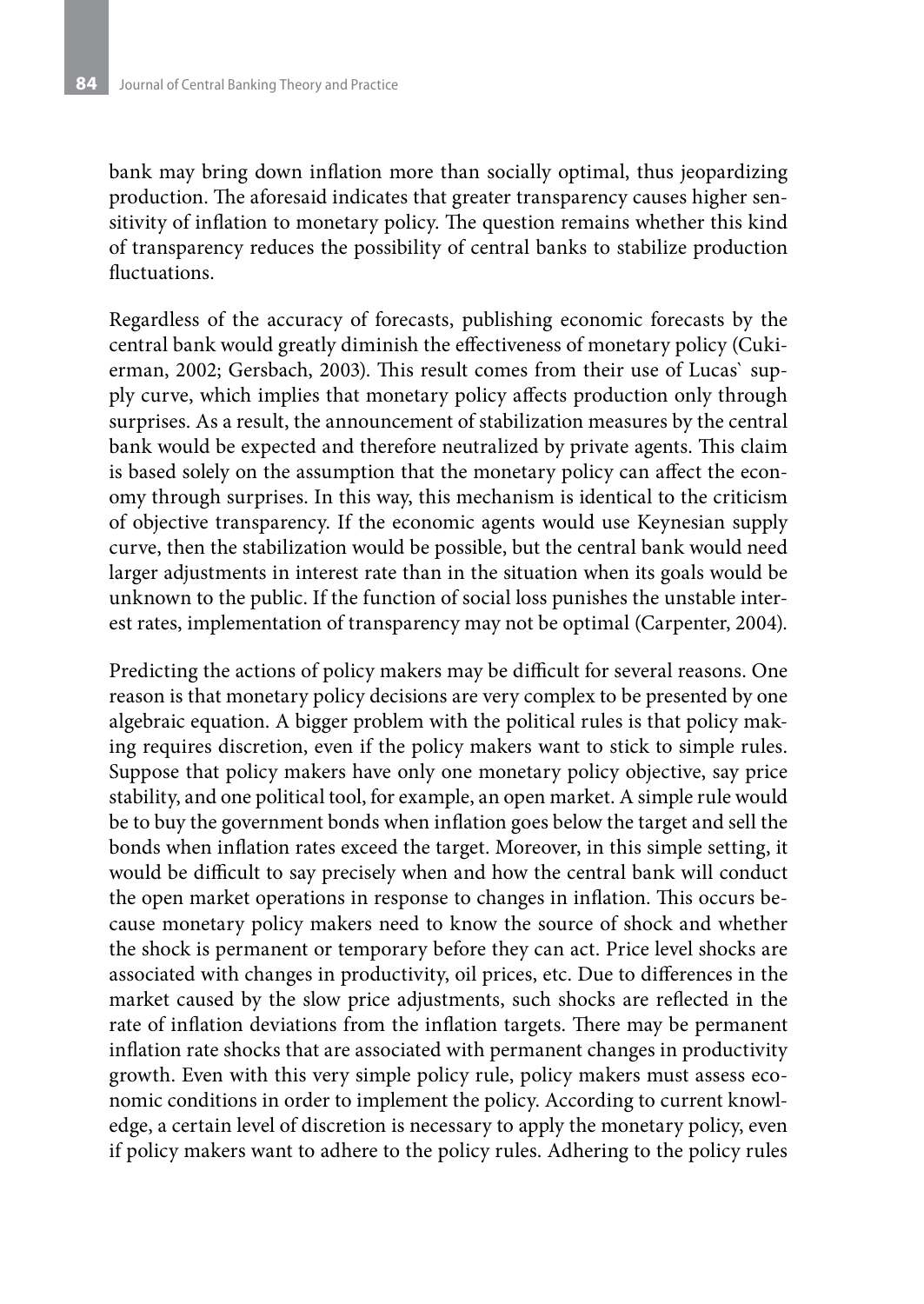bank may bring down inflation more than socially optimal, thus jeopardizing production. The aforesaid indicates that greater transparency causes higher sensitivity of inflation to monetary policy. The question remains whether this kind of transparency reduces the possibility of central banks to stabilize production fluctuations.

Regardless of the accuracy of forecasts, publishing economic forecasts by the central bank would greatly diminish the effectiveness of monetary policy (Cukierman, 2002; Gersbach, 2003). This result comes from their use of Lucas` supply curve, which implies that monetary policy affects production only through surprises. As a result, the announcement of stabilization measures by the central bank would be expected and therefore neutralized by private agents. This claim is based solely on the assumption that the monetary policy can affect the economy through surprises. In this way, this mechanism is identical to the criticism of objective transparency. If the economic agents would use Keynesian supply curve, then the stabilization would be possible, but the central bank would need larger adjustments in interest rate than in the situation when its goals would be unknown to the public. If the function of social loss punishes the unstable interest rates, implementation of transparency may not be optimal (Carpenter, 2004).

Predicting the actions of policy makers may be difficult for several reasons. One reason is that monetary policy decisions are very complex to be presented by one algebraic equation. A bigger problem with the political rules is that policy making requires discretion, even if the policy makers want to stick to simple rules. Suppose that policy makers have only one monetary policy objective, say price stability, and one political tool, for example, an open market. A simple rule would be to buy the government bonds when inflation goes below the target and sell the bonds when inflation rates exceed the target. Moreover, in this simple setting, it would be difficult to say precisely when and how the central bank will conduct the open market operations in response to changes in inflation. This occurs because monetary policy makers need to know the source of shock and whether the shock is permanent or temporary before they can act. Price level shocks are associated with changes in productivity, oil prices, etc. Due to differences in the market caused by the slow price adjustments, such shocks are reflected in the rate of inflation deviations from the inflation targets. There may be permanent inflation rate shocks that are associated with permanent changes in productivity growth. Even with this very simple policy rule, policy makers must assess economic conditions in order to implement the policy. According to current knowledge, a certain level of discretion is necessary to apply the monetary policy, even if policy makers want to adhere to the policy rules. Adhering to the policy rules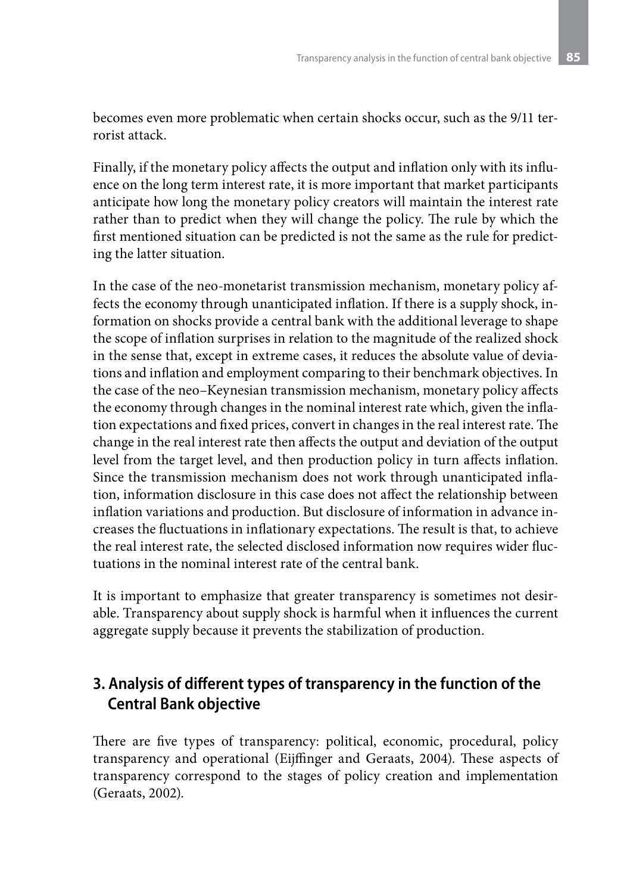becomes even more problematic when certain shocks occur, such as the 9/11 terrorist attack.

Finally, if the monetary policy affects the output and inflation only with its influence on the long term interest rate, it is more important that market participants anticipate how long the monetary policy creators will maintain the interest rate rather than to predict when they will change the policy. The rule by which the first mentioned situation can be predicted is not the same as the rule for predicting the latter situation.

In the case of the neo-monetarist transmission mechanism, monetary policy affects the economy through unanticipated inflation. If there is a supply shock, information on shocks provide a central bank with the additional leverage to shape the scope of inflation surprises in relation to the magnitude of the realized shock in the sense that, except in extreme cases, it reduces the absolute value of deviations and inflation and employment comparing to their benchmark objectives. In the case of the neo–Keynesian transmission mechanism, monetary policy affects the economy through changes in the nominal interest rate which, given the inflation expectations and fixed prices, convert in changes in the real interest rate. The change in the real interest rate then affects the output and deviation of the output level from the target level, and then production policy in turn affects inflation. Since the transmission mechanism does not work through unanticipated inflation, information disclosure in this case does not affect the relationship between inflation variations and production. But disclosure of information in advance increases the fluctuations in inflationary expectations. The result is that, to achieve the real interest rate, the selected disclosed information now requires wider fluctuations in the nominal interest rate of the central bank.

It is important to emphasize that greater transparency is sometimes not desirable. Transparency about supply shock is harmful when it influences the current aggregate supply because it prevents the stabilization of production.

## 3. Analysis of different types of transparency in the function of the Central Bank objective

There are five types of transparency: political, economic, procedural, policy transparency and operational (Eijffinger and Geraats, 2004). These aspects of transparency correspond to the stages of policy creation and implementation (Geraats, 2002).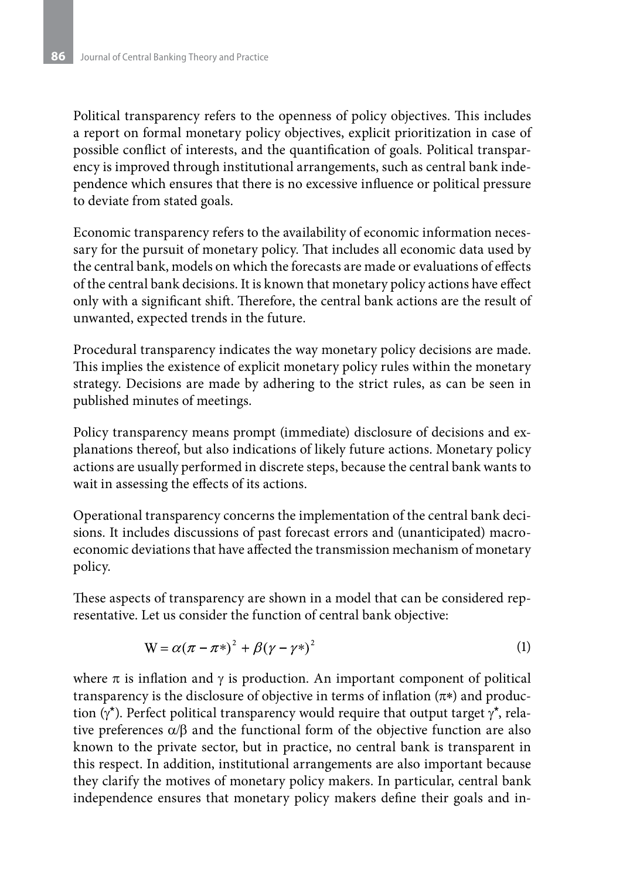Political transparency refers to the openness of policy objectives. This includes a report on formal monetary policy objectives, explicit prioritization in case of possible conflict of interests, and the quantification of goals. Political transparency is improved through institutional arrangements, such as central bank independence which ensures that there is no excessive influence or political pressure to deviate from stated goals.

Economic transparency refers to the availability of economic information necessary for the pursuit of monetary policy. That includes all economic data used by the central bank, models on which the forecasts are made or evaluations of effects of the central bank decisions. It is known that monetary policy actions have effect only with a significant shift. Therefore, the central bank actions are the result of unwanted, expected trends in the future.

Procedural transparency indicates the way monetary policy decisions are made. This implies the existence of explicit monetary policy rules within the monetary strategy. Decisions are made by adhering to the strict rules, as can be seen in published minutes of meetings.

Policy transparency means prompt (immediate) disclosure of decisions and explanations thereof, but also indications of likely future actions. Monetary policy actions are usually performed in discrete steps, because the central bank wants to wait in assessing the effects of its actions.

Operational transparency concerns the implementation of the central bank decisions. It includes discussions of past forecast errors and (unanticipated) macroeconomic deviations that have affected the transmission mechanism of monetary policy.

These aspects of transparency are shown in a model that can be considered representative. Let us consider the function of central bank objective:

$$W = \alpha(\pi - \pi*)^2 + \beta(\gamma - \gamma*)^2 \tag{1}$$

where $\pi$ is inflation and $\gamma$ is production. An important component of political transparency is the disclosure of objective in terms of inflation ($\pi*$) and production ($\gamma^*$). Perfect political transparency would require that output target $\gamma^*$, relative preferences $\alpha/\beta$ and the functional form of the objective function are also known to the private sector, but in practice, no central bank is transparent in this respect. In addition, institutional arrangements are also important because they clarify the motives of monetary policy makers. In particular, central bank independence ensures that monetary policy makers define their goals and in-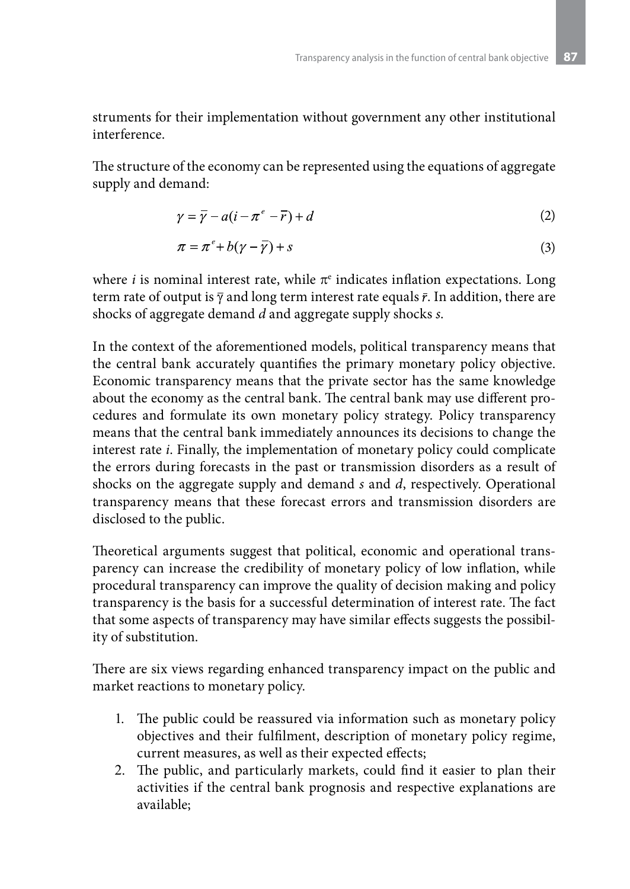struments for their implementation without government any other institutional interference.

The structure of the economy can be represented using the equations of aggregate supply and demand:

$$\gamma = \bar{\gamma} - a(i - \pi^{e} - \bar{r}) + d \tag{2}$$

$$\pi = \pi^{e} + b(\gamma - \bar{\gamma}) + s \tag{3}$$

where $i$ is nominal interest rate, while $\pi^{e}$ indicates inflation expectations. Long term rate of output is $\bar{\gamma}$ and long term interest rate equals $\bar{r}$. In addition, there are shocks of aggregate demand $d$ and aggregate supply shocks $s$.

In the context of the aforementioned models, political transparency means that the central bank accurately quantifies the primary monetary policy objective. Economic transparency means that the private sector has the same knowledge about the economy as the central bank. The central bank may use different procedures and formulate its own monetary policy strategy. Policy transparency means that the central bank immediately announces its decisions to change the interest rate $i$. Finally, the implementation of monetary policy could complicate the errors during forecasts in the past or transmission disorders as a result of shocks on the aggregate supply and demand $s$ and $d$, respectively. Operational transparency means that these forecast errors and transmission disorders are disclosed to the public.

Theoretical arguments suggest that political, economic and operational transparency can increase the credibility of monetary policy of low inflation, while procedural transparency can improve the quality of decision making and policy transparency is the basis for a successful determination of interest rate. The fact that some aspects of transparency may have similar effects suggests the possibility of substitution.

There are six views regarding enhanced transparency impact on the public and market reactions to monetary policy.

1. The public could be reassured via information such as monetary policy objectives and their fulfilment, description of monetary policy regime, current measures, as well as their expected effects;
2. The public, and particularly markets, could find it easier to plan their activities if the central bank prognosis and respective explanations are available;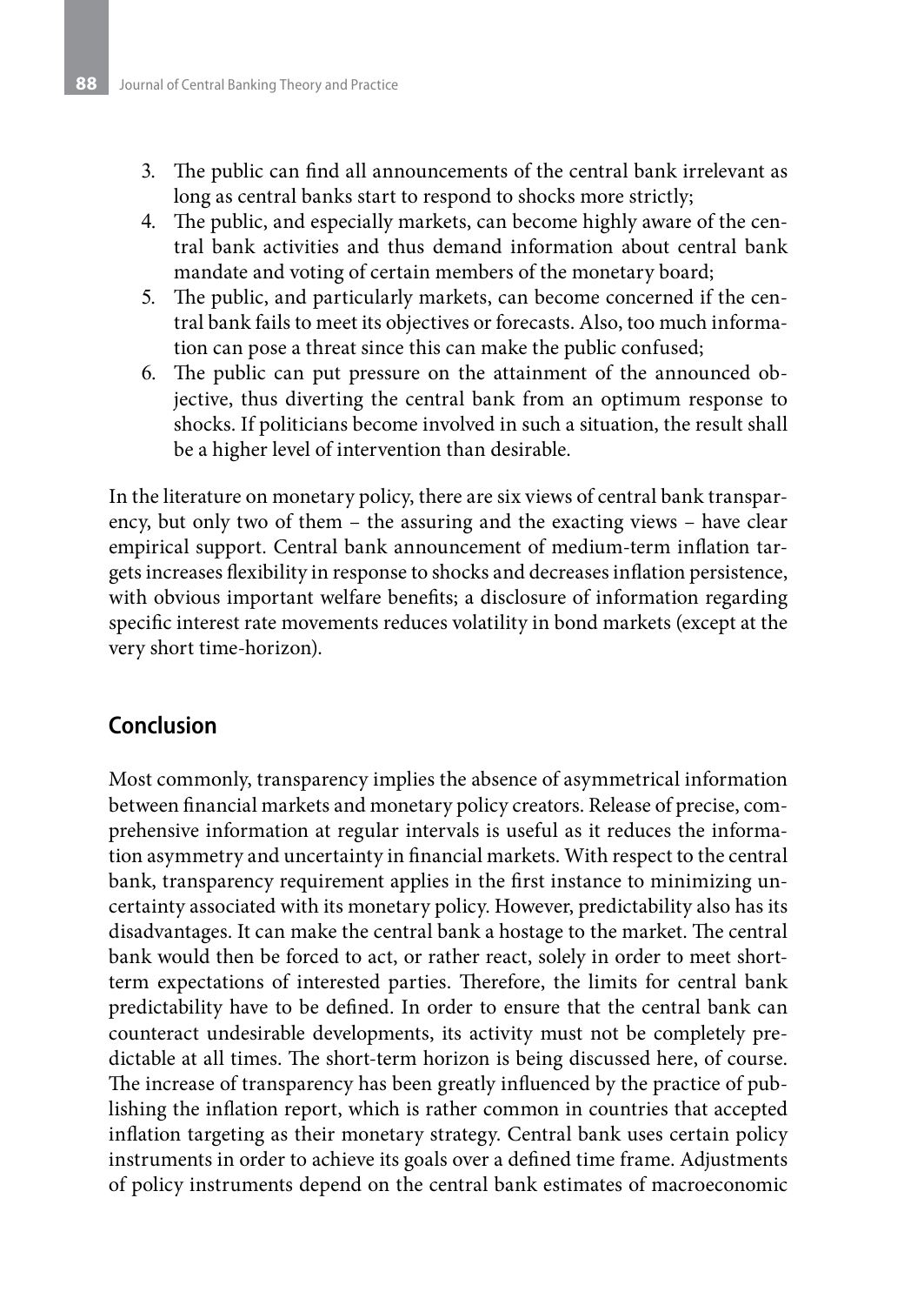3. The public can find all announcements of the central bank irrelevant as long as central banks start to respond to shocks more strictly;
4. The public, and especially markets, can become highly aware of the central bank activities and thus demand information about central bank mandate and voting of certain members of the monetary board;
5. The public, and particularly markets, can become concerned if the central bank fails to meet its objectives or forecasts. Also, too much information can pose a threat since this can make the public confused;
6. The public can put pressure on the attainment of the announced objective, thus diverting the central bank from an optimum response to shocks. If politicians become involved in such a situation, the result shall be a higher level of intervention than desirable.

In the literature on monetary policy, there are six views of central bank transparency, but only two of them – the assuring and the exacting views – have clear empirical support. Central bank announcement of medium-term inflation targets increases flexibility in response to shocks and decreases inflation persistence, with obvious important welfare benefits; a disclosure of information regarding specific interest rate movements reduces volatility in bond markets (except at the very short time-horizon).

## Conclusion

Most commonly, transparency implies the absence of asymmetrical information between financial markets and monetary policy creators. Release of precise, comprehensive information at regular intervals is useful as it reduces the information asymmetry and uncertainty in financial markets. With respect to the central bank, transparency requirement applies in the first instance to minimizing uncertainty associated with its monetary policy. However, predictability also has its disadvantages. It can make the central bank a hostage to the market. The central bank would then be forced to act, or rather react, solely in order to meet short-term expectations of interested parties. Therefore, the limits for central bank predictability have to be defined. In order to ensure that the central bank can counteract undesirable developments, its activity must not be completely predictable at all times. The short-term horizon is being discussed here, of course. The increase of transparency has been greatly influenced by the practice of publishing the inflation report, which is rather common in countries that accepted inflation targeting as their monetary strategy. Central bank uses certain policy instruments in order to achieve its goals over a defined time frame. Adjustments of policy instruments depend on the central bank estimates of macroeconomic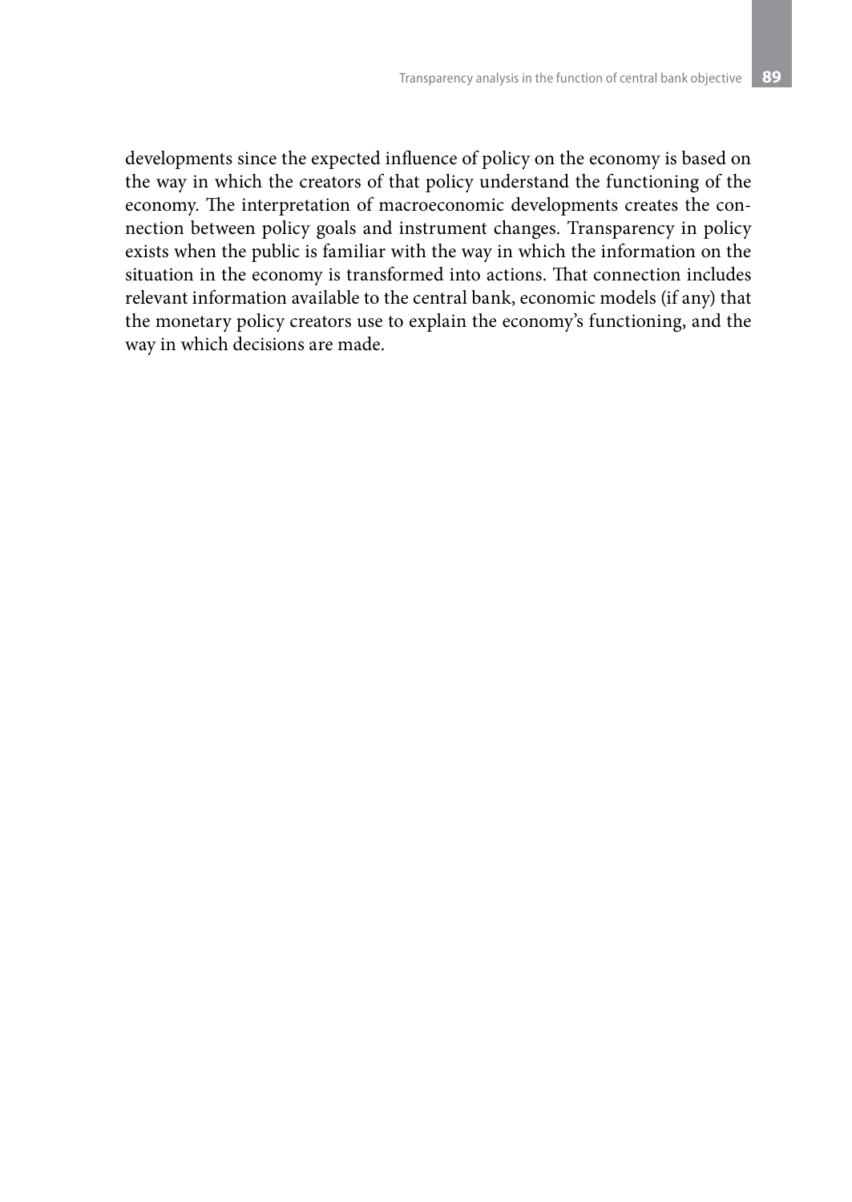developments since the expected influence of policy on the economy is based on the way in which the creators of that policy understand the functioning of the economy. The interpretation of macroeconomic developments creates the connection between policy goals and instrument changes. Transparency in policy exists when the public is familiar with the way in which the information on the situation in the economy is transformed into actions. That connection includes relevant information available to the central bank, economic models (if any) that the monetary policy creators use to explain the economy's functioning, and the way in which decisions are made.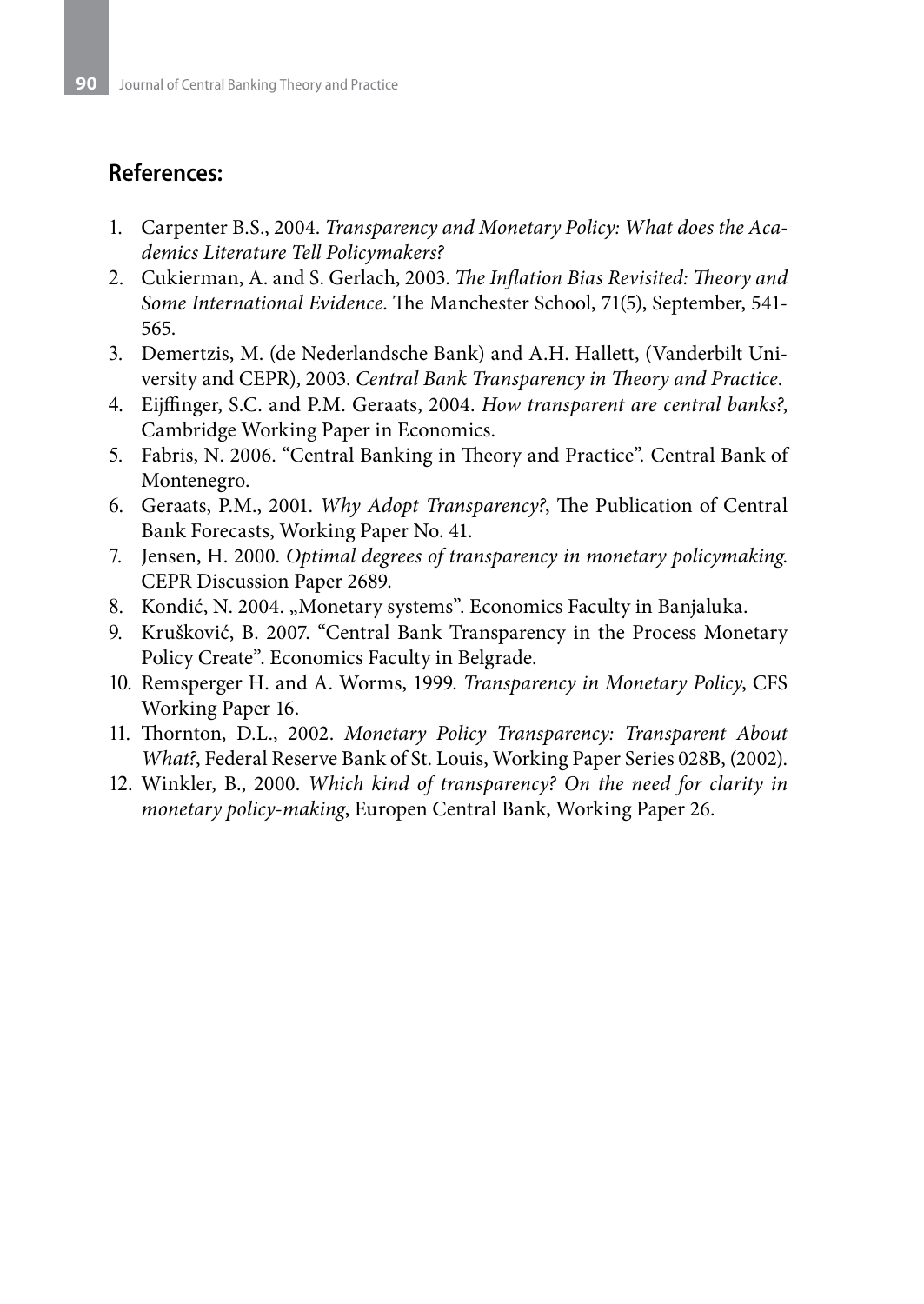## References:

1. Carpenter B.S., 2004. *Transparency and Monetary Policy: What does the Academics Literature Tell Policymakers?*
2. Cukierman, A. and S. Gerlach, 2003. *The Inflation Bias Revisited: Theory and Some International Evidence*. The Manchester School, 71(5), September, 541-565.
3. Demertzis, M. (de Nederlandsche Bank) and A.H. Hallett, (Vanderbilt University and CEPR), 2003. *Central Bank Transparency in Theory and Practice*.
4. Eijffinger, S.C. and P.M. Geraats, 2004. *How transparent are central banks?*, Cambridge Working Paper in Economics.
5. Fabris, N. 2006. "Central Banking in Theory and Practice". Central Bank of Montenegro.
6. Geraats, P.M., 2001. *Why Adopt Transparency?*, The Publication of Central Bank Forecasts, Working Paper No. 41.
7. Jensen, H. 2000. *Optimal degrees of transparency in monetary policymaking.* CEPR Discussion Paper 2689.
8. Kondić, N. 2004. „Monetary systems". Economics Faculty in Banjaluka.
9. Krušković, B. 2007. "Central Bank Transparency in the Process Monetary Policy Create". Economics Faculty in Belgrade.
10. Remsperger H. and A. Worms, 1999. *Transparency in Monetary Policy*, CFS Working Paper 16.
11. Thornton, D.L., 2002. *Monetary Policy Transparency: Transparent About What?*, Federal Reserve Bank of St. Louis, Working Paper Series 028B, (2002).
12. Winkler, B., 2000. *Which kind of transparency? On the need for clarity in monetary policy-making*, Europen Central Bank, Working Paper 26.